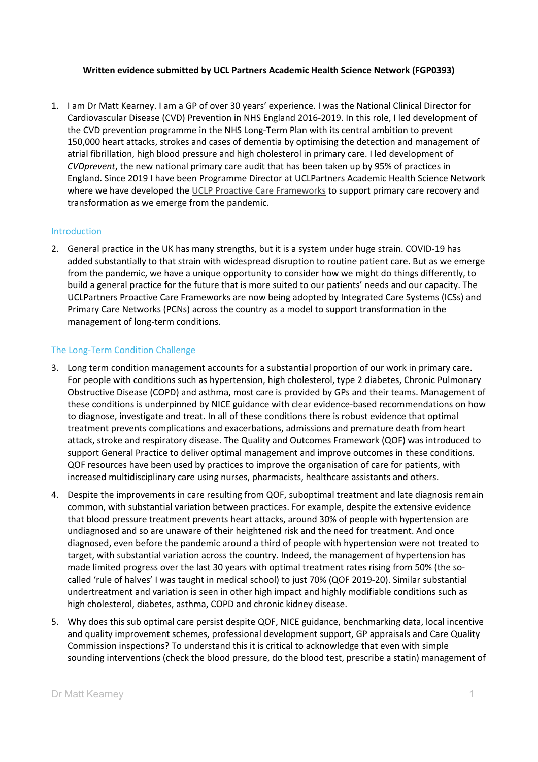**Written evidence submitted by UCL Partners Academic Health Science Network (FGP0393)**

1. I am Dr Matt Kearney. I am a GP of over 30 years' experience. I was the National Clinical Director for Cardiovascular Disease (CVD) Prevention in NHS England 2016-2019. In this role, I led development of the CVD prevention programme in the NHS Long-Term Plan with its central ambition to prevent 150,000 heart attacks, strokes and cases of dementia by optimising the detection and management of atrial fibrillation, high blood pressure and high cholesterol in primary care. I led development of *CVDprevent*, the new national primary care audit that has been taken up by 95% of practices in England. Since 2019 I have been Programme Director at UCLPartners Academic Health Science Network where we have developed the UCLP Proactive Care Frameworks to support primary care recovery and transformation as we emerge from the pandemic.

## Introduction

2. General practice in the UK has many strengths, but it is a system under huge strain. COVID-19 has added substantially to that strain with widespread disruption to routine patient care. But as we emerge from the pandemic, we have a unique opportunity to consider how we might do things differently, to build a general practice for the future that is more suited to our patients' needs and our capacity. The UCLPartners Proactive Care Frameworks are now being adopted by Integrated Care Systems (ICSs) and Primary Care Networks (PCNs) across the country as a model to support transformation in the management of long-term conditions.

## The Long-Term Condition Challenge

3. Long term condition management accounts for a substantial proportion of our work in primary care. For people with conditions such as hypertension, high cholesterol, type 2 diabetes, Chronic Pulmonary Obstructive Disease (COPD) and asthma, most care is provided by GPs and their teams. Management of these conditions is underpinned by NICE guidance with clear evidence-based recommendations on how to diagnose, investigate and treat. In all of these conditions there is robust evidence that optimal treatment prevents complications and exacerbations, admissions and premature death from heart attack, stroke and respiratory disease. The Quality and Outcomes Framework (QOF) was introduced to support General Practice to deliver optimal management and improve outcomes in these conditions. QOF resources have been used by practices to improve the organisation of care for patients, with increased multidisciplinary care using nurses, pharmacists, healthcare assistants and others.

4. Despite the improvements in care resulting from QOF, suboptimal treatment and late diagnosis remain common, with substantial variation between practices. For example, despite the extensive evidence that blood pressure treatment prevents heart attacks, around 30% of people with hypertension are undiagnosed and so are unaware of their heightened risk and the need for treatment. And once diagnosed, even before the pandemic around a third of people with hypertension were not treated to target, with substantial variation across the country. Indeed, the management of hypertension has made limited progress over the last 30 years with optimal treatment rates rising from 50% (the so-called 'rule of halves' I was taught in medical school) to just 70% (QOF 2019-20). Similar substantial undertreatment and variation is seen in other high impact and highly modifiable conditions such as high cholesterol, diabetes, asthma, COPD and chronic kidney disease.

5. Why does this sub optimal care persist despite QOF, NICE guidance, benchmarking data, local incentive and quality improvement schemes, professional development support, GP appraisals and Care Quality Commission inspections? To understand this it is critical to acknowledge that even with simple sounding interventions (check the blood pressure, do the blood test, prescribe a statin) management of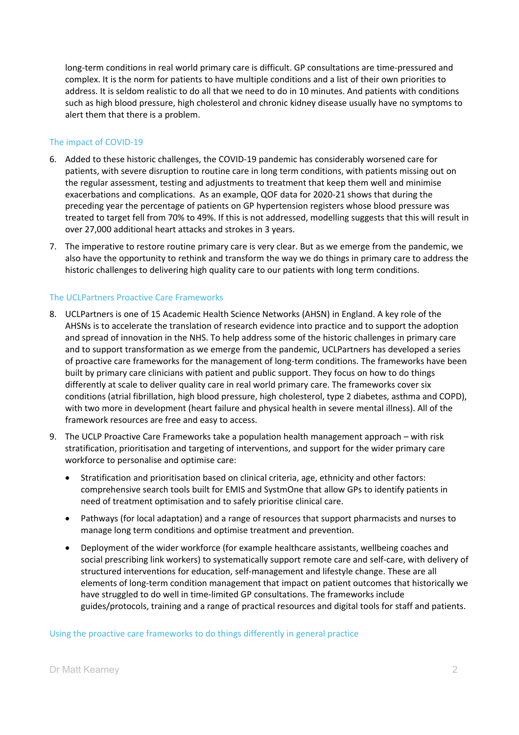long-term conditions in real world primary care is difficult. GP consultations are time-pressured and complex. It is the norm for patients to have multiple conditions and a list of their own priorities to address. It is seldom realistic to do all that we need to do in 10 minutes. And patients with conditions such as high blood pressure, high cholesterol and chronic kidney disease usually have no symptoms to alert them that there is a problem.

## The impact of COVID-19

6. Added to these historic challenges, the COVID-19 pandemic has considerably worsened care for patients, with severe disruption to routine care in long term conditions, with patients missing out on the regular assessment, testing and adjustments to treatment that keep them well and minimise exacerbations and complications. As an example, QOF data for 2020-21 shows that during the preceding year the percentage of patients on GP hypertension registers whose blood pressure was treated to target fell from 70% to 49%. If this is not addressed, modelling suggests that this will result in over 27,000 additional heart attacks and strokes in 3 years.
7. The imperative to restore routine primary care is very clear. But as we emerge from the pandemic, we also have the opportunity to rethink and transform the way we do things in primary care to address the historic challenges to delivering high quality care to our patients with long term conditions.

## The UCLPartners Proactive Care Frameworks

8. UCLPartners is one of 15 Academic Health Science Networks (AHSN) in England. A key role of the AHSNs is to accelerate the translation of research evidence into practice and to support the adoption and spread of innovation in the NHS. To help address some of the historic challenges in primary care and to support transformation as we emerge from the pandemic, UCLPartners has developed a series of proactive care frameworks for the management of long-term conditions. The frameworks have been built by primary care clinicians with patient and public support. They focus on how to do things differently at scale to deliver quality care in real world primary care. The frameworks cover six conditions (atrial fibrillation, high blood pressure, high cholesterol, type 2 diabetes, asthma and COPD), with two more in development (heart failure and physical health in severe mental illness). All of the framework resources are free and easy to access.
9. The UCLP Proactive Care Frameworks take a population health management approach – with risk stratification, prioritisation and targeting of interventions, and support for the wider primary care workforce to personalise and optimise care:
   - Stratification and prioritisation based on clinical criteria, age, ethnicity and other factors: comprehensive search tools built for EMIS and SystmOne that allow GPs to identify patients in need of treatment optimisation and to safely prioritise clinical care.
   - Pathways (for local adaptation) and a range of resources that support pharmacists and nurses to manage long term conditions and optimise treatment and prevention.
   - Deployment of the wider workforce (for example healthcare assistants, wellbeing coaches and social prescribing link workers) to systematically support remote care and self-care, with delivery of structured interventions for education, self-management and lifestyle change. These are all elements of long-term condition management that impact on patient outcomes that historically we have struggled to do well in time-limited GP consultations. The frameworks include guides/protocols, training and a range of practical resources and digital tools for staff and patients.

## Using the proactive care frameworks to do things differently in general practice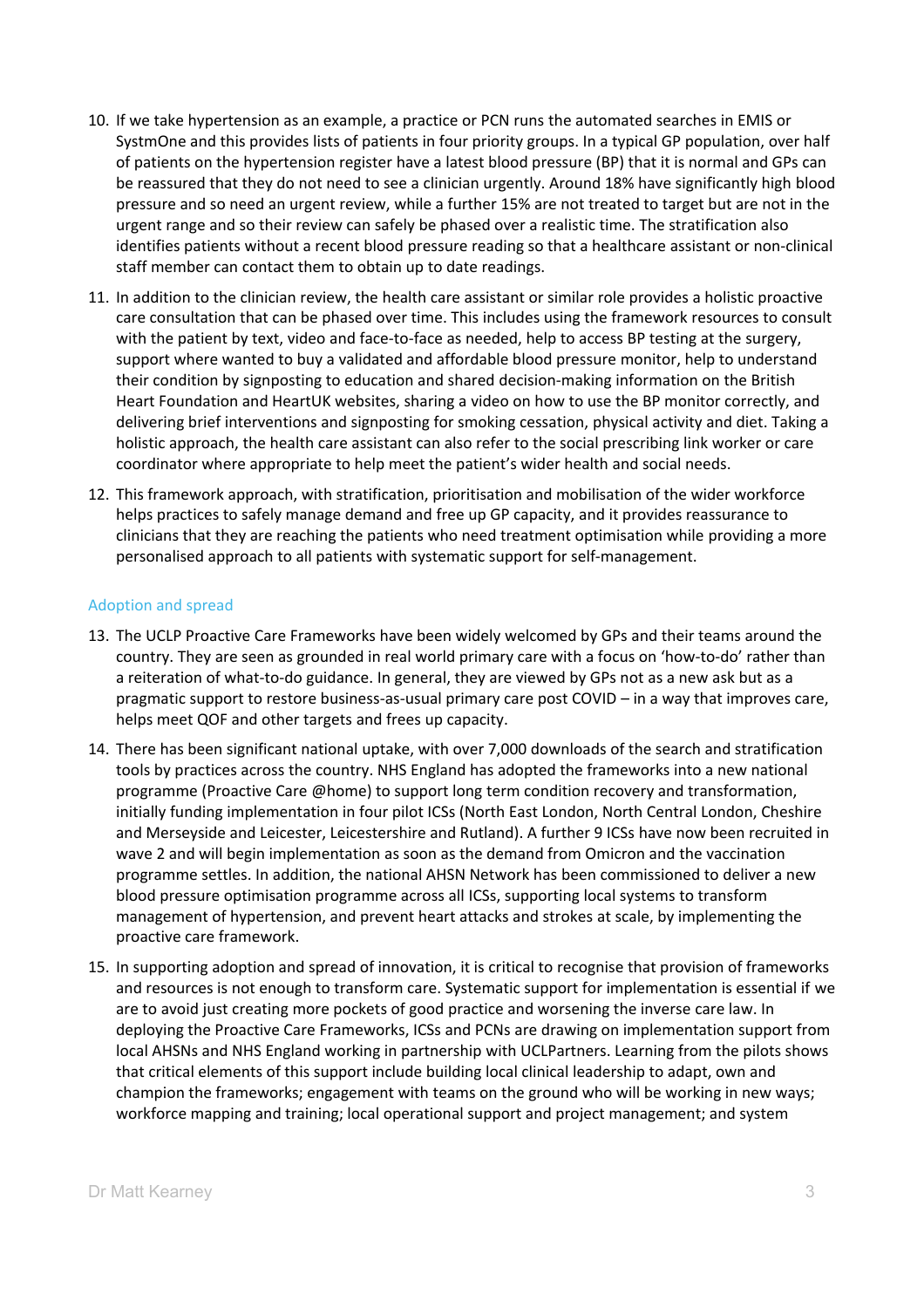10. If we take hypertension as an example, a practice or PCN runs the automated searches in EMIS or SystmOne and this provides lists of patients in four priority groups. In a typical GP population, over half of patients on the hypertension register have a latest blood pressure (BP) that it is normal and GPs can be reassured that they do not need to see a clinician urgently. Around 18% have significantly high blood pressure and so need an urgent review, while a further 15% are not treated to target but are not in the urgent range and so their review can safely be phased over a realistic time. The stratification also identifies patients without a recent blood pressure reading so that a healthcare assistant or non-clinical staff member can contact them to obtain up to date readings.

11. In addition to the clinician review, the health care assistant or similar role provides a holistic proactive care consultation that can be phased over time. This includes using the framework resources to consult with the patient by text, video and face-to-face as needed, help to access BP testing at the surgery, support where wanted to buy a validated and affordable blood pressure monitor, help to understand their condition by signposting to education and shared decision-making information on the British Heart Foundation and HeartUK websites, sharing a video on how to use the BP monitor correctly, and delivering brief interventions and signposting for smoking cessation, physical activity and diet. Taking a holistic approach, the health care assistant can also refer to the social prescribing link worker or care coordinator where appropriate to help meet the patient's wider health and social needs.

12. This framework approach, with stratification, prioritisation and mobilisation of the wider workforce helps practices to safely manage demand and free up GP capacity, and it provides reassurance to clinicians that they are reaching the patients who need treatment optimisation while providing a more personalised approach to all patients with systematic support for self-management.

## Adoption and spread

13. The UCLP Proactive Care Frameworks have been widely welcomed by GPs and their teams around the country. They are seen as grounded in real world primary care with a focus on 'how-to-do' rather than a reiteration of what-to-do guidance. In general, they are viewed by GPs not as a new ask but as a pragmatic support to restore business-as-usual primary care post COVID – in a way that improves care, helps meet QOF and other targets and frees up capacity.

14. There has been significant national uptake, with over 7,000 downloads of the search and stratification tools by practices across the country. NHS England has adopted the frameworks into a new national programme (Proactive Care @home) to support long term condition recovery and transformation, initially funding implementation in four pilot ICSs (North East London, North Central London, Cheshire and Merseyside and Leicester, Leicestershire and Rutland). A further 9 ICSs have now been recruited in wave 2 and will begin implementation as soon as the demand from Omicron and the vaccination programme settles. In addition, the national AHSN Network has been commissioned to deliver a new blood pressure optimisation programme across all ICSs, supporting local systems to transform management of hypertension, and prevent heart attacks and strokes at scale, by implementing the proactive care framework.

15. In supporting adoption and spread of innovation, it is critical to recognise that provision of frameworks and resources is not enough to transform care. Systematic support for implementation is essential if we are to avoid just creating more pockets of good practice and worsening the inverse care law. In deploying the Proactive Care Frameworks, ICSs and PCNs are drawing on implementation support from local AHSNs and NHS England working in partnership with UCLPartners. Learning from the pilots shows that critical elements of this support include building local clinical leadership to adapt, own and champion the frameworks; engagement with teams on the ground who will be working in new ways; workforce mapping and training; local operational support and project management; and system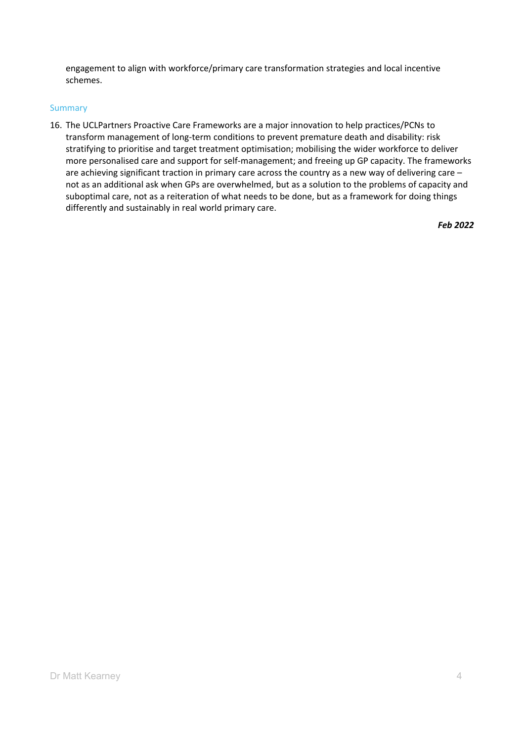engagement to align with workforce/primary care transformation strategies and local incentive schemes.

## Summary

16. The UCLPartners Proactive Care Frameworks are a major innovation to help practices/PCNs to transform management of long-term conditions to prevent premature death and disability: risk stratifying to prioritise and target treatment optimisation; mobilising the wider workforce to deliver more personalised care and support for self-management; and freeing up GP capacity. The frameworks are achieving significant traction in primary care across the country as a new way of delivering care – not as an additional ask when GPs are overwhelmed, but as a solution to the problems of capacity and suboptimal care, not as a reiteration of what needs to be done, but as a framework for doing things differently and sustainably in real world primary care.

***Feb 2022***